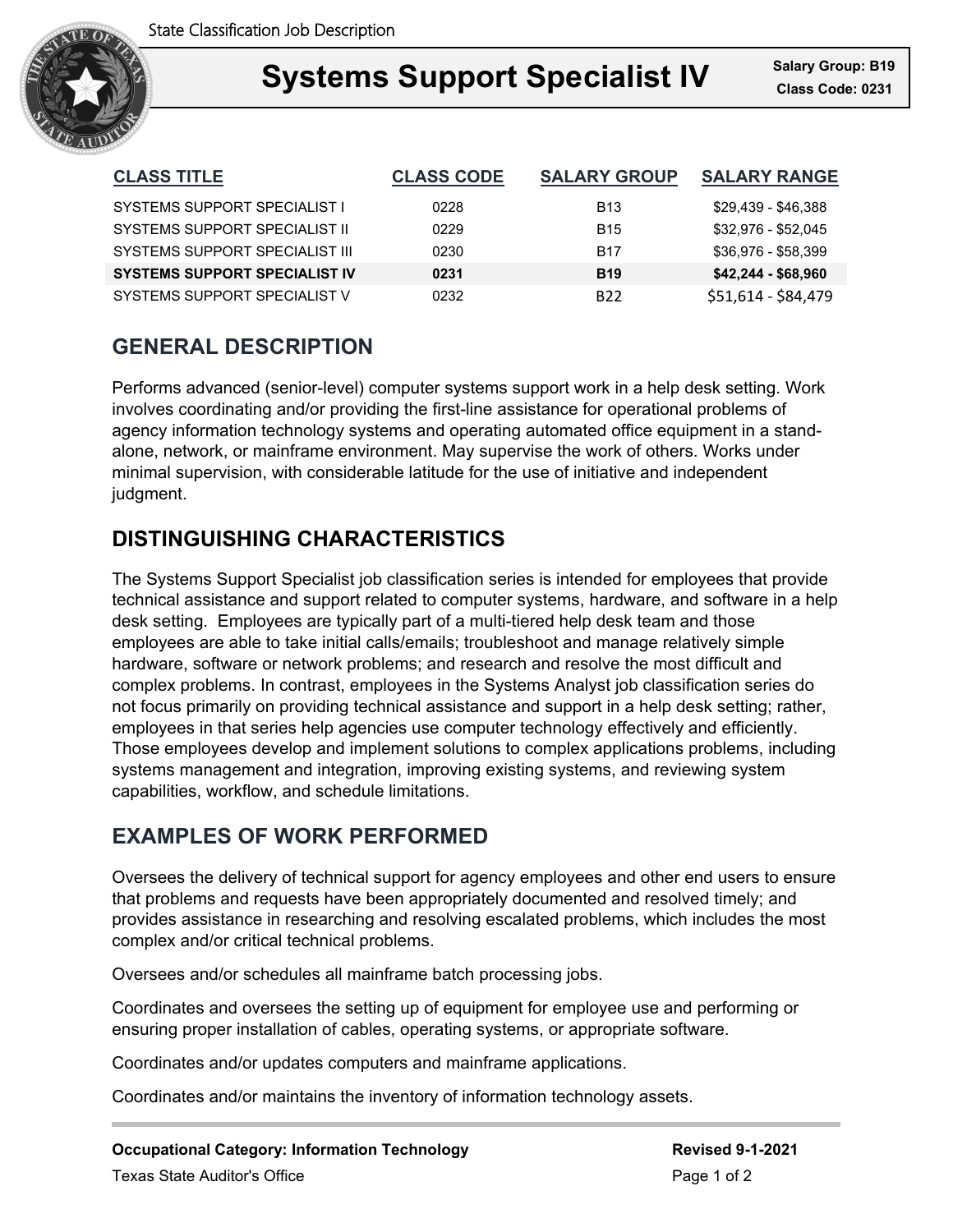State Classification Job Description

# Systems Support Specialist IV

**Salary Group: B19**
**Class Code: 0231**

| CLASS TITLE | CLASS CODE | SALARY GROUP | SALARY RANGE |
|---|---|---|---|
| SYSTEMS SUPPORT SPECIALIST I | 0228 | B13 | $29,439 - $46,388 |
| SYSTEMS SUPPORT SPECIALIST II | 0229 | B15 | $32,976 - $52,045 |
| SYSTEMS SUPPORT SPECIALIST III | 0230 | B17 | $36,976 - $58,399 |
| **SYSTEMS SUPPORT SPECIALIST IV** | **0231** | **B19** | **$42,244 - $68,960** |
| SYSTEMS SUPPORT SPECIALIST V | 0232 | B22 | $51,614 - $84,479 |

## GENERAL DESCRIPTION

Performs advanced (senior-level) computer systems support work in a help desk setting. Work involves coordinating and/or providing the first-line assistance for operational problems of agency information technology systems and operating automated office equipment in a stand-alone, network, or mainframe environment. May supervise the work of others. Works under minimal supervision, with considerable latitude for the use of initiative and independent judgment.

## DISTINGUISHING CHARACTERISTICS

The Systems Support Specialist job classification series is intended for employees that provide technical assistance and support related to computer systems, hardware, and software in a help desk setting. Employees are typically part of a multi-tiered help desk team and those employees are able to take initial calls/emails; troubleshoot and manage relatively simple hardware, software or network problems; and research and resolve the most difficult and complex problems. In contrast, employees in the Systems Analyst job classification series do not focus primarily on providing technical assistance and support in a help desk setting; rather, employees in that series help agencies use computer technology effectively and efficiently. Those employees develop and implement solutions to complex applications problems, including systems management and integration, improving existing systems, and reviewing system capabilities, workflow, and schedule limitations.

## EXAMPLES OF WORK PERFORMED

Oversees the delivery of technical support for agency employees and other end users to ensure that problems and requests have been appropriately documented and resolved timely; and provides assistance in researching and resolving escalated problems, which includes the most complex and/or critical technical problems.

Oversees and/or schedules all mainframe batch processing jobs.

Coordinates and oversees the setting up of equipment for employee use and performing or ensuring proper installation of cables, operating systems, or appropriate software.

Coordinates and/or updates computers and mainframe applications.

Coordinates and/or maintains the inventory of information technology assets.

**Occupational Category: Information Technology**

**Revised 9-1-2021**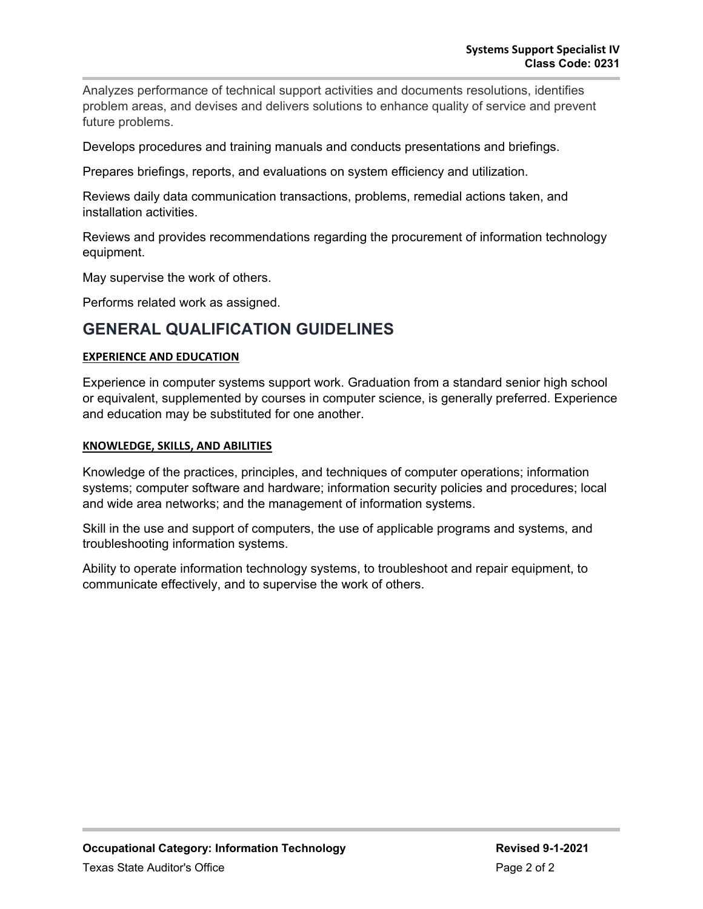Analyzes performance of technical support activities and documents resolutions, identifies problem areas, and devises and delivers solutions to enhance quality of service and prevent future problems.

Develops procedures and training manuals and conducts presentations and briefings.

Prepares briefings, reports, and evaluations on system efficiency and utilization.

Reviews daily data communication transactions, problems, remedial actions taken, and installation activities.

Reviews and provides recommendations regarding the procurement of information technology equipment.

May supervise the work of others.

Performs related work as assigned.

## GENERAL QUALIFICATION GUIDELINES

### EXPERIENCE AND EDUCATION

Experience in computer systems support work. Graduation from a standard senior high school or equivalent, supplemented by courses in computer science, is generally preferred. Experience and education may be substituted for one another.

### KNOWLEDGE, SKILLS, AND ABILITIES

Knowledge of the practices, principles, and techniques of computer operations; information systems; computer software and hardware; information security policies and procedures; local and wide area networks; and the management of information systems.

Skill in the use and support of computers, the use of applicable programs and systems, and troubleshooting information systems.

Ability to operate information technology systems, to troubleshoot and repair equipment, to communicate effectively, and to supervise the work of others.